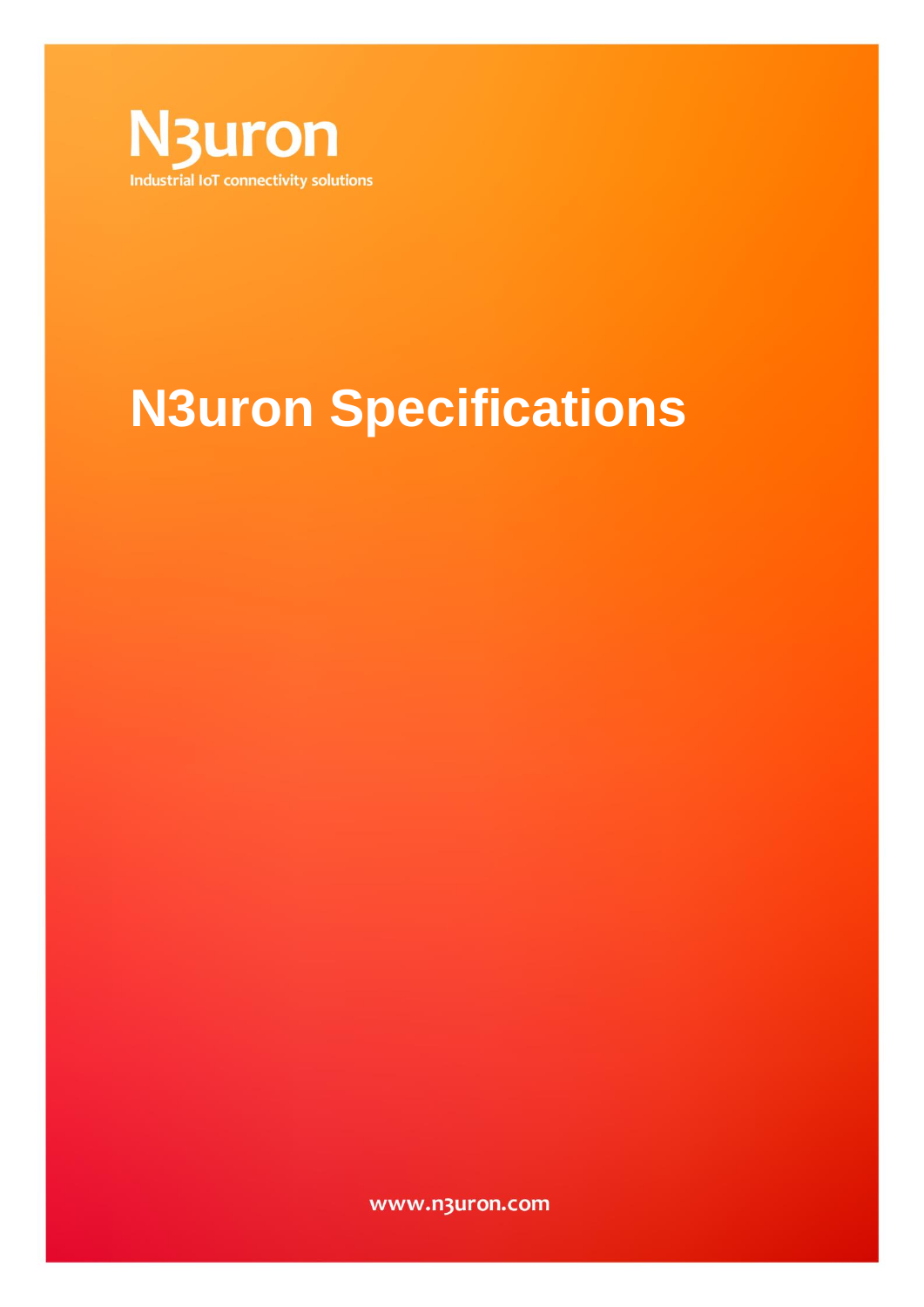N3uron

Industrial IoT connectivity solutions

# N3uron Specifications

www.n3uron.com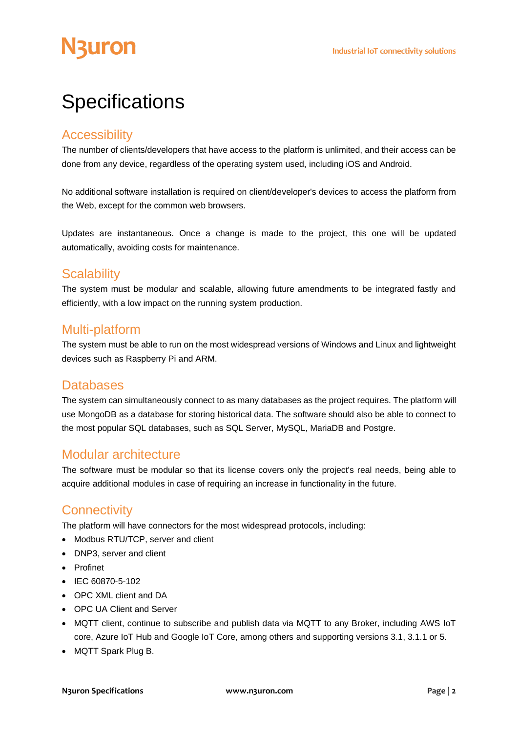# Specifications

## Accessibility

The number of clients/developers that have access to the platform is unlimited, and their access can be done from any device, regardless of the operating system used, including iOS and Android.

No additional software installation is required on client/developer's devices to access the platform from the Web, except for the common web browsers.

Updates are instantaneous. Once a change is made to the project, this one will be updated automatically, avoiding costs for maintenance.

## Scalability

The system must be modular and scalable, allowing future amendments to be integrated fastly and efficiently, with a low impact on the running system production.

## Multi-platform

The system must be able to run on the most widespread versions of Windows and Linux and lightweight devices such as Raspberry Pi and ARM.

## Databases

The system can simultaneously connect to as many databases as the project requires. The platform will use MongoDB as a database for storing historical data. The software should also be able to connect to the most popular SQL databases, such as SQL Server, MySQL, MariaDB and Postgre.

## Modular architecture

The software must be modular so that its license covers only the project's real needs, being able to acquire additional modules in case of requiring an increase in functionality in the future.

## Connectivity

The platform will have connectors for the most widespread protocols, including:

- Modbus RTU/TCP, server and client
- DNP3, server and client
- Profinet
- IEC 60870-5-102
- OPC XML client and DA
- OPC UA Client and Server
- MQTT client, continue to subscribe and publish data via MQTT to any Broker, including AWS IoT core, Azure IoT Hub and Google IoT Core, among others and supporting versions 3.1, 3.1.1 or 5.
- MQTT Spark Plug B.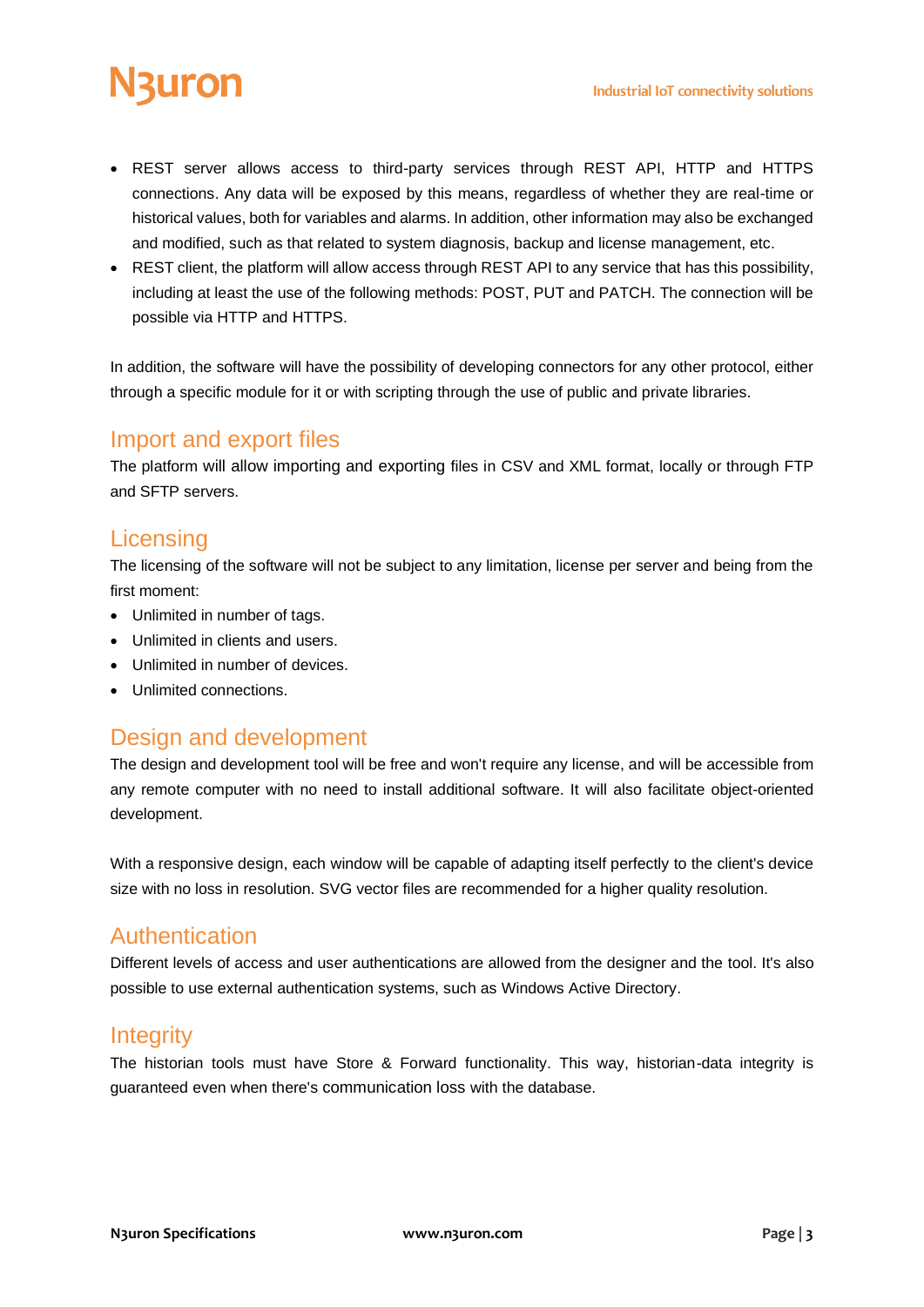- REST server allows access to third-party services through REST API, HTTP and HTTPS connections. Any data will be exposed by this means, regardless of whether they are real-time or historical values, both for variables and alarms. In addition, other information may also be exchanged and modified, such as that related to system diagnosis, backup and license management, etc.
- REST client, the platform will allow access through REST API to any service that has this possibility, including at least the use of the following methods: POST, PUT and PATCH. The connection will be possible via HTTP and HTTPS.

In addition, the software will have the possibility of developing connectors for any other protocol, either through a specific module for it or with scripting through the use of public and private libraries.

## Import and export files

The platform will allow importing and exporting files in CSV and XML format, locally or through FTP and SFTP servers.

## Licensing

The licensing of the software will not be subject to any limitation, license per server and being from the first moment:

- Unlimited in number of tags.
- Unlimited in clients and users.
- Unlimited in number of devices.
- Unlimited connections.

## Design and development

The design and development tool will be free and won't require any license, and will be accessible from any remote computer with no need to install additional software. It will also facilitate object-oriented development.

With a responsive design, each window will be capable of adapting itself perfectly to the client's device size with no loss in resolution. SVG vector files are recommended for a higher quality resolution.

## Authentication

Different levels of access and user authentications are allowed from the designer and the tool. It's also possible to use external authentication systems, such as Windows Active Directory.

## Integrity

The historian tools must have Store & Forward functionality. This way, historian-data integrity is guaranteed even when there's communication loss with the database.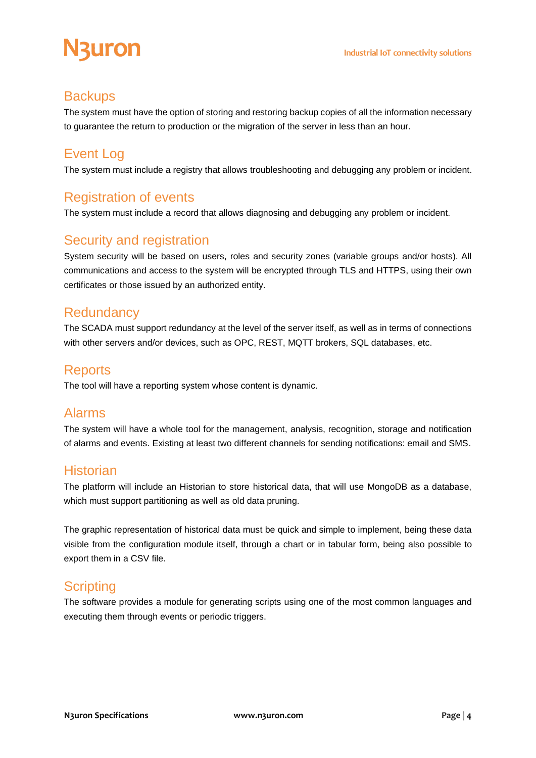## Backups

The system must have the option of storing and restoring backup copies of all the information necessary to guarantee the return to production or the migration of the server in less than an hour.

## Event Log

The system must include a registry that allows troubleshooting and debugging any problem or incident.

## Registration of events

The system must include a record that allows diagnosing and debugging any problem or incident.

## Security and registration

System security will be based on users, roles and security zones (variable groups and/or hosts). All communications and access to the system will be encrypted through TLS and HTTPS, using their own certificates or those issued by an authorized entity.

## Redundancy

The SCADA must support redundancy at the level of the server itself, as well as in terms of connections with other servers and/or devices, such as OPC, REST, MQTT brokers, SQL databases, etc.

## Reports

The tool will have a reporting system whose content is dynamic.

## Alarms

The system will have a whole tool for the management, analysis, recognition, storage and notification of alarms and events. Existing at least two different channels for sending notifications: email and SMS.

## Historian

The platform will include an Historian to store historical data, that will use MongoDB as a database, which must support partitioning as well as old data pruning.

The graphic representation of historical data must be quick and simple to implement, being these data visible from the configuration module itself, through a chart or in tabular form, being also possible to export them in a CSV file.

## Scripting

The software provides a module for generating scripts using one of the most common languages and executing them through events or periodic triggers.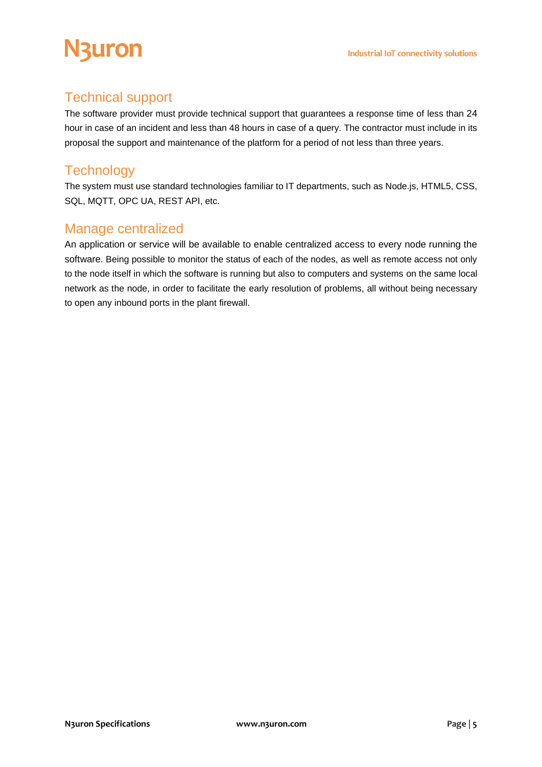## Technical support

The software provider must provide technical support that guarantees a response time of less than 24 hour in case of an incident and less than 48 hours in case of a query. The contractor must include in its proposal the support and maintenance of the platform for a period of not less than three years.

## Technology

The system must use standard technologies familiar to IT departments, such as Node.js, HTML5, CSS, SQL, MQTT, OPC UA, REST API, etc.

## Manage centralized

An application or service will be available to enable centralized access to every node running the software. Being possible to monitor the status of each of the nodes, as well as remote access not only to the node itself in which the software is running but also to computers and systems on the same local network as the node, in order to facilitate the early resolution of problems, all without being necessary to open any inbound ports in the plant firewall.